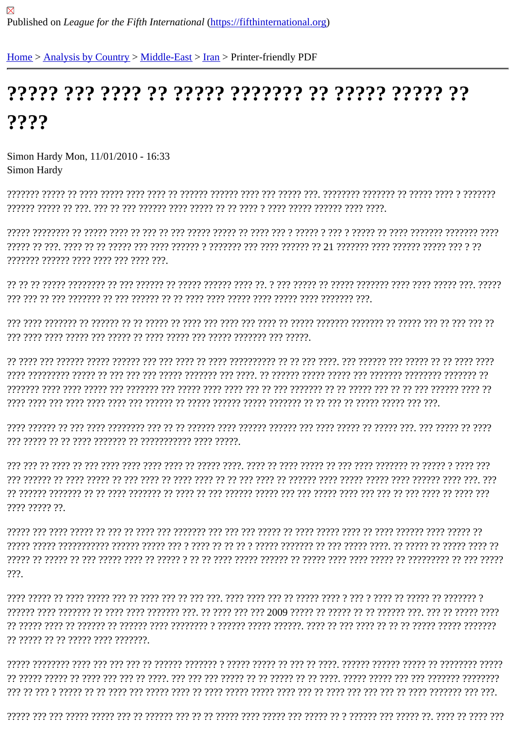Published on *League for the Fifth International* (https://fifthinternational.org)

[Home](#) > [Analysis by Country](#) > [Middle-East](#) > [Iran](#) > Printer-friendly PDF

# ????? ??? ???? ?? ????? ??????? ?? ????? ????? ?? ????

Simon Hardy Mon, 11/01/2010 - 16:33
Simon Hardy

??????? ????? ?? ???? ????? ???? ???? ?? ?????? ?????? ???? ??? ????? ???. ???????? ??????? ?? ????? ???? ? ??????? ?????? ????? ?? ???. ??? ?? ??? ?????? ???? ????? ?? ?? ???? ? ???? ????? ?????? ???? ????.

????? ???????? ?? ????? ???? ?? ??? ?? ??? ????? ????? ?? ???? ??? ? ????? ? ??? ? ????? ?? ???? ??????? ??????? ???? ????? ?? ???. ???? ?? ?? ????? ??? ???? ?????? ? ??????? ??? ???? ?????? ?? 21 ??????? ???? ?????? ????? ??? ? ?? ??????? ?????? ???? ???? ??? ???? ???.

?? ?? ?? ????? ???????? ?? ??? ?????? ?? ????? ?????? ???? ??. ? ??? ????? ?? ????? ??????? ???? ???? ????? ???. ????? ??? ??? ?? ??? ??????? ?? ??? ?????? ?? ?? ???? ???? ????? ???? ????? ???? ??????? ???.

??? ???? ??????? ?? ?????? ?? ?? ????? ?? ???? ??? ???? ??? ???? ?? ????? ??????? ??????? ?? ????? ??? ?? ??? ??? ?? ??? ???? ???? ????? ??? ????? ?? ???? ????? ??? ????? ??????? ??? ?????.

?? ???? ??? ?????? ????? ?????? ??? ??? ???? ?? ???? ?????????? ?? ?? ??? ????. ??? ?????? ??? ????? ?? ?? ???? ???? ???? ????????? ????? ?? ??? ??? ??? ????? ??????? ??? ????. ?? ?????? ????? ????? ??? ??????? ???????? ??????? ?? ??????? ???? ???? ????? ??? ??????? ??? ????? ???? ???? ??? ?? ??? ??????? ?? ?? ????? ??? ?? ?? ??? ?????? ???? ?? ???? ???? ??? ???? ???? ???? ??? ?????? ?? ????? ?????? ????? ??????? ?? ?? ??? ?? ????? ????? ??? ???.

???? ?????? ?? ??? ???? ???????? ??? ?? ?? ?????? ???? ?????? ?????? ??? ???? ????? ?? ????? ???. ??? ????? ?? ???? ??? ????? ?? ?? ???? ??????? ?? ??????????? ???? ?????.

??? ??? ?? ???? ?? ??? ???? ???? ???? ???? ?? ????? ????. ???? ?? ???? ????? ?? ??? ???? ??????? ?? ????? ? ???? ??? ??? ?????? ?? ???? ????? ?? ??? ???? ?? ???? ???? ?? ?? ??? ???? ?? ?????? ???? ????? ????? ???? ?????? ???? ???. ??? ?? ?????? ??????? ?? ?? ???? ??????? ?? ???? ?? ??? ?????? ????? ??? ??? ????? ???? ??? ??? ?? ??? ???? ?? ???? ??? ???? ????? ??.

????? ??? ???? ????? ?? ??? ?? ???? ??? ??????? ??? ??? ??? ????? ?? ???? ????? ???? ?? ???? ?????? ???? ????? ?? ????? ????? ?????????? ?????? ????? ??? ? ???? ?? ?? ?? ? ????? ??????? ?? ??? ????? ????. ?? ????? ?? ????? ???? ?? ????? ?? ????? ?? ??? ????? ???? ?? ????? ? ?? ?? ???? ????? ?????? ?? ????? ???? ???? ????? ?? ????????? ?? ??? ????? ???.

???? ????? ?? ???? ????? ??? ?? ???? ??? ?? ??? ???. ???? ???? ??? ?? ????? ???? ? ??? ? ???? ?? ????? ?? ??????? ? ?????? ???? ??????? ?? ???? ???? ??????? ???. ?? ???? ??? ??? 2009 ????? ?? ????? ?? ?? ?????? ???. ??? ?? ????? ???? ?? ????? ???? ?? ?????? ?? ?????? ???? ???????? ? ?????? ????? ??????. ???? ?? ??? ???? ?? ?? ?? ????? ????? ??????? ?? ????? ?? ?? ????? ???? ???????.

????? ???????? ???? ??? ??? ??? ?? ?????? ??????? ? ????? ????? ?? ??? ?? ????. ?????? ?????? ????? ?? ???????? ????? ?? ????? ????? ?? ???? ??? ??? ?? ????. ??? ??? ??? ????? ?? ?? ????? ?? ?? ????. ????? ????? ??? ??? ??????? ???????? ??? ?? ??? ? ????? ?? ?? ???? ??? ????? ???? ?? ???? ????? ????? ???? ??? ?? ???? ??? ??? ??? ?? ???? ??????? ??? ???.

????? ??? ??? ????? ????? ??? ?? ?????? ??? ?? ?? ????? ???? ????? ??? ????? ?? ? ?????? ??? ????? ??. ???? ?? ???? ???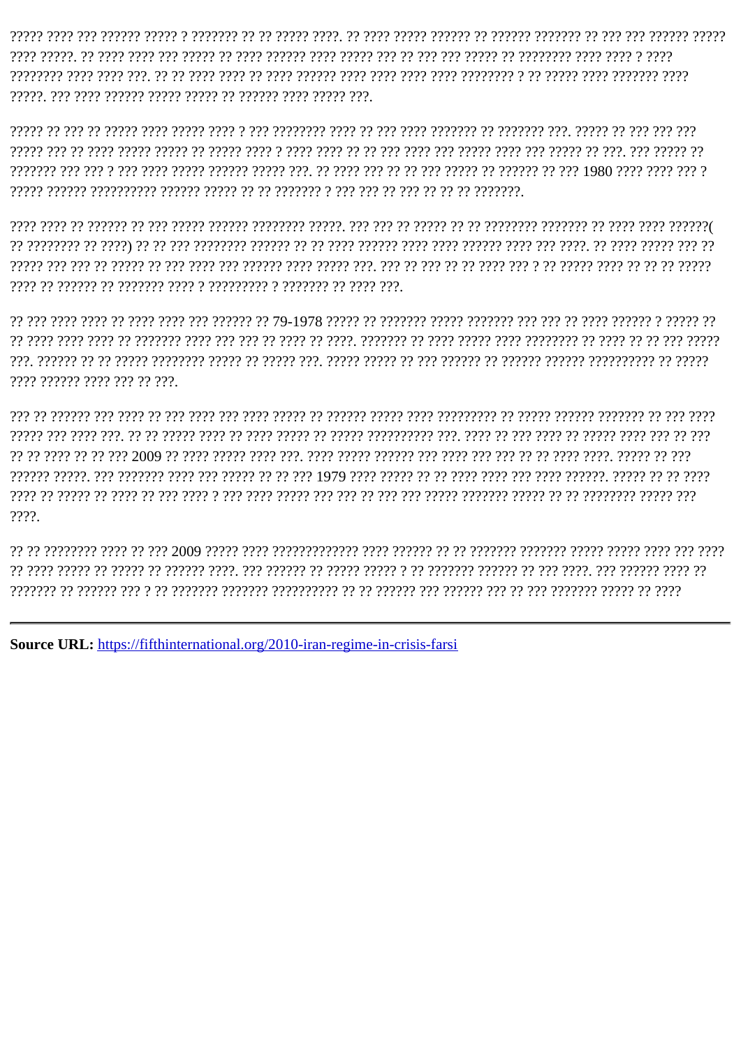????? ???? ??? ?????? ????? ? ??????? ?? ?? ????? ????. ?? ???? ????? ?????? ?? ?????? ??????? ?? ??? ??? ?????? ????? ???? ?????. ?? ???? ???? ??? ????? ?? ???? ?????? ???? ????? ??? ?? ??? ??? ????? ?? ???????? ???? ???? ? ???? ???????? ???? ???? ???. ?? ?? ???? ???? ?? ???? ?????? ???? ???? ???? ???? ???????? ? ?? ????? ???? ??????? ???? ?????. ??? ???? ?????? ????? ????? ?? ?????? ???? ????? ???.

????? ?? ??? ?? ????? ???? ????? ???? ? ??? ???????? ???? ?? ??? ???? ??????? ?? ??????? ???. ????? ?? ??? ??? ??? ????? ??? ?? ???? ????? ????? ?? ????? ???? ? ???? ???? ?? ?? ??? ???? ??? ????? ???? ??? ????? ?? ???. ??? ????? ?? ??????? ??? ??? ? ??? ???? ????? ?????? ????? ???. ?? ???? ??? ?? ?? ??? ????? ?? ?????? ?? ??? 1980 ???? ???? ??? ? ????? ?????? ?????????? ?????? ????? ?? ?? ??????? ? ??? ??? ?? ??? ?? ?? ?? ???????.

???? ???? ?? ?????? ?? ??? ????? ?????? ???????? ?????. ??? ??? ?? ????? ?? ?? ???????? ??????? ?? ???? ???? ??????( ?? ???????? ?? ????) ?? ?? ??? ???????? ?????? ?? ?? ???? ?????? ???? ???? ?????? ???? ??? ????. ?? ???? ????? ??? ?? ????? ??? ??? ?? ????? ?? ??? ???? ??? ?????? ???? ????? ???. ??? ?? ??? ?? ?? ???? ??? ? ?? ????? ???? ?? ?? ?? ????? ???? ?? ?????? ?? ??????? ???? ? ????????? ? ??????? ?? ???? ???.

?? ??? ???? ???? ?? ???? ???? ??? ?????? ?? 79-1978 ????? ?? ??????? ????? ??????? ??? ??? ?? ???? ?????? ? ????? ?? ?? ???? ???? ???? ?? ??????? ???? ??? ??? ?? ???? ?? ????. ??????? ?? ???? ????? ???? ???????? ?? ???? ?? ?? ??? ????? ???. ?????? ?? ?? ????? ???????? ????? ?? ????? ???. ????? ????? ?? ??? ?????? ?? ?????? ?????? ?????????? ?? ????? ???? ?????? ???? ??? ?? ???.

??? ?? ?????? ??? ???? ?? ??? ???? ??? ???? ????? ?? ?????? ????? ???? ????????? ?? ????? ?????? ??????? ?? ??? ???? ????? ??? ???? ???. ?? ?? ????? ???? ?? ???? ????? ?? ????? ?????????? ???. ???? ?? ??? ???? ?? ????? ???? ??? ?? ??? ?? ?? ???? ?? ?? ??? 2009 ?? ???? ????? ???? ???. ???? ????? ?????? ??? ???? ??? ??? ?? ?? ???? ????. ????? ?? ??? ?????? ?????. ??? ??????? ???? ??? ????? ?? ?? ??? 1979 ???? ????? ?? ?? ???? ???? ??? ???? ??????. ????? ?? ?? ???? ???? ?? ????? ?? ???? ?? ??? ???? ? ??? ???? ????? ??? ??? ?? ??? ??? ????? ??????? ????? ?? ?? ???????? ????? ??? ????.

?? ?? ???????? ???? ?? ??? 2009 ????? ???? ????????????? ???? ?????? ?? ?? ??????? ??????? ????? ????? ???? ??? ???? ?? ???? ????? ?? ????? ?? ?????? ????. ??? ?????? ?? ????? ????? ? ?? ??????? ?????? ?? ??? ????. ??? ?????? ???? ?? ??????? ?? ?????? ??? ? ?? ??????? ??????? ?????????? ?? ?? ?????? ??? ?????? ??? ?? ??? ??????? ????? ?? ????

---

**Source URL:** https://fifthinternational.org/2010-iran-regime-in-crisis-farsi